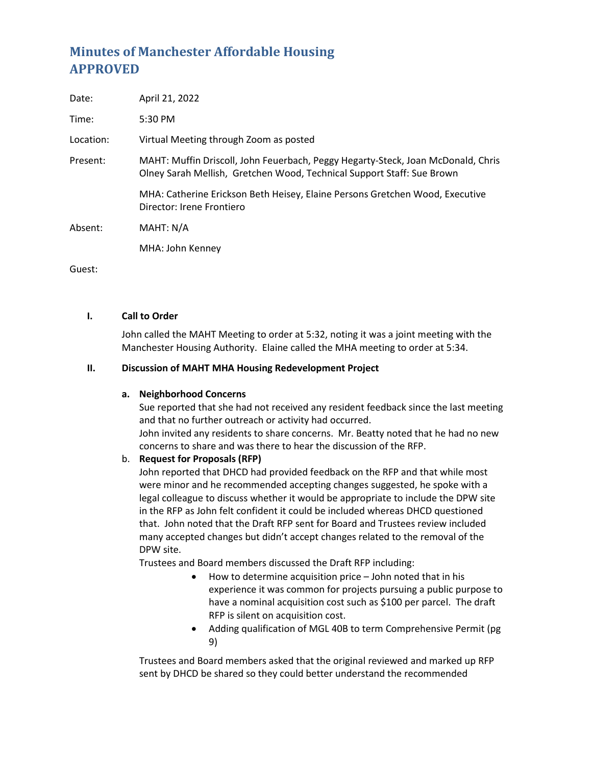# Minutes of Manchester Affordable Housing APPROVED

Date: April 21, 2022

Time: 5:30 PM

Location: Virtual Meeting through Zoom as posted

Present: MAHT: Muffin Driscoll, John Feuerbach, Peggy Hegarty-Steck, Joan McDonald, Chris Olney Sarah Mellish, Gretchen Wood, Technical Support Staff: Sue Brown

MHA: Catherine Erickson Beth Heisey, Elaine Persons Gretchen Wood, Executive Director: Irene Frontiero

Absent: MAHT: N/A

MHA: John Kenney

Guest:

**I. Call to Order**

John called the MAHT Meeting to order at 5:32, noting it was a joint meeting with the Manchester Housing Authority. Elaine called the MHA meeting to order at 5:34.

**II. Discussion of MAHT MHA Housing Redevelopment Project**

**a. Neighborhood Concerns**

Sue reported that she had not received any resident feedback since the last meeting and that no further outreach or activity had occurred.

John invited any residents to share concerns. Mr. Beatty noted that he had no new concerns to share and was there to hear the discussion of the RFP.

b. **Request for Proposals (RFP)**

John reported that DHCD had provided feedback on the RFP and that while most were minor and he recommended accepting changes suggested, he spoke with a legal colleague to discuss whether it would be appropriate to include the DPW site in the RFP as John felt confident it could be included whereas DHCD questioned that. John noted that the Draft RFP sent for Board and Trustees review included many accepted changes but didn't accept changes related to the removal of the DPW site.

Trustees and Board members discussed the Draft RFP including:

- How to determine acquisition price – John noted that in his experience it was common for projects pursuing a public purpose to have a nominal acquisition cost such as $100 per parcel. The draft RFP is silent on acquisition cost.
- Adding qualification of MGL 40B to term Comprehensive Permit (pg 9)

Trustees and Board members asked that the original reviewed and marked up RFP sent by DHCD be shared so they could better understand the recommended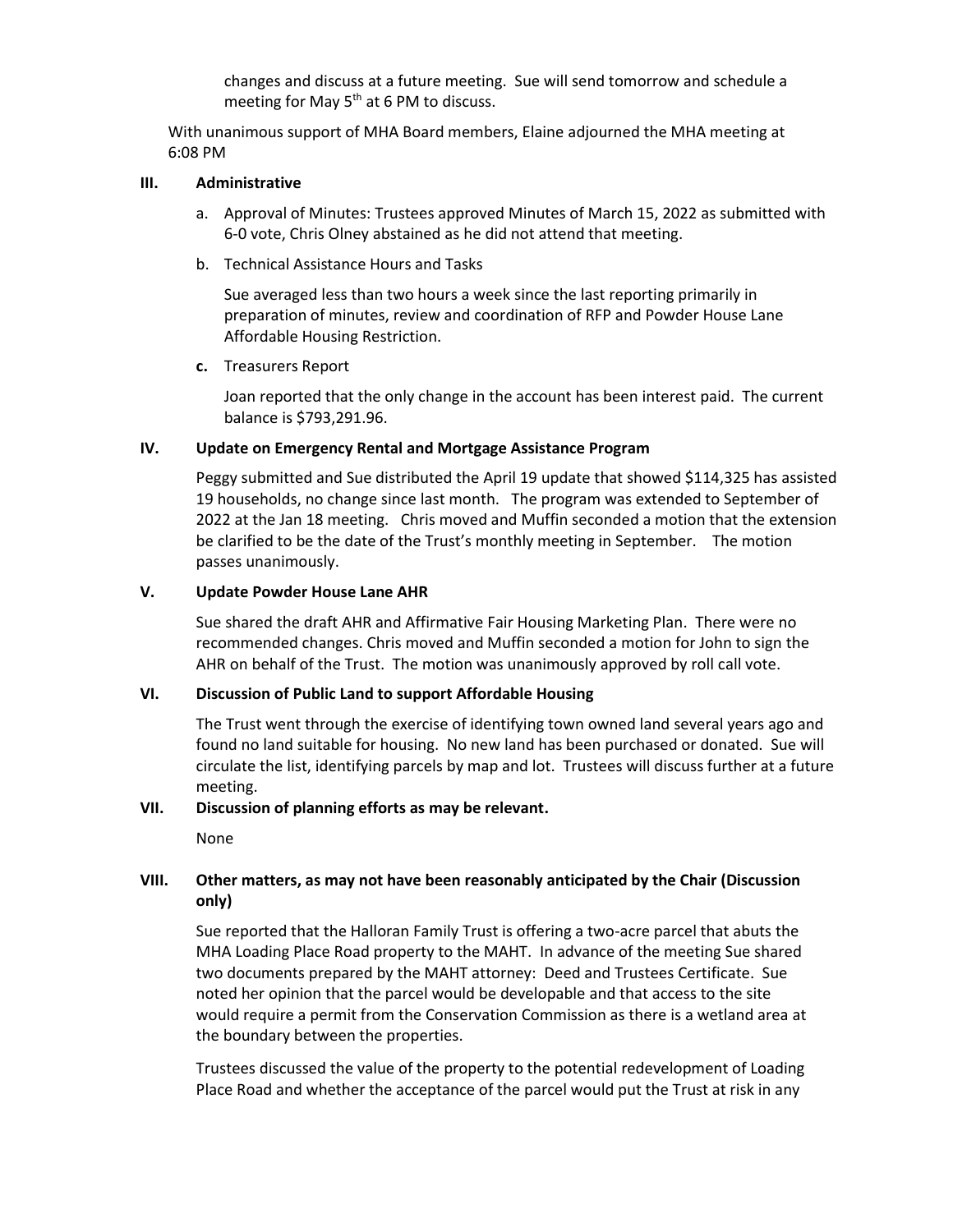changes and discuss at a future meeting. Sue will send tomorrow and schedule a meeting for May 5th at 6 PM to discuss.

With unanimous support of MHA Board members, Elaine adjourned the MHA meeting at 6:08 PM

## III. Administrative

a. Approval of Minutes: Trustees approved Minutes of March 15, 2022 as submitted with 6-0 vote, Chris Olney abstained as he did not attend that meeting.

b. Technical Assistance Hours and Tasks

   Sue averaged less than two hours a week since the last reporting primarily in preparation of minutes, review and coordination of RFP and Powder House Lane Affordable Housing Restriction.

**c.** Treasurers Report

   Joan reported that the only change in the account has been interest paid. The current balance is $793,291.96.

## IV. Update on Emergency Rental and Mortgage Assistance Program

Peggy submitted and Sue distributed the April 19 update that showed $114,325 has assisted 19 households, no change since last month. The program was extended to September of 2022 at the Jan 18 meeting. Chris moved and Muffin seconded a motion that the extension be clarified to be the date of the Trust's monthly meeting in September. The motion passes unanimously.

## V. Update Powder House Lane AHR

Sue shared the draft AHR and Affirmative Fair Housing Marketing Plan. There were no recommended changes. Chris moved and Muffin seconded a motion for John to sign the AHR on behalf of the Trust. The motion was unanimously approved by roll call vote.

## VI. Discussion of Public Land to support Affordable Housing

The Trust went through the exercise of identifying town owned land several years ago and found no land suitable for housing. No new land has been purchased or donated. Sue will circulate the list, identifying parcels by map and lot. Trustees will discuss further at a future meeting.

## VII. Discussion of planning efforts as may be relevant.

None

## VIII. Other matters, as may not have been reasonably anticipated by the Chair (Discussion only)

Sue reported that the Halloran Family Trust is offering a two-acre parcel that abuts the MHA Loading Place Road property to the MAHT. In advance of the meeting Sue shared two documents prepared by the MAHT attorney: Deed and Trustees Certificate. Sue noted her opinion that the parcel would be developable and that access to the site would require a permit from the Conservation Commission as there is a wetland area at the boundary between the properties.

Trustees discussed the value of the property to the potential redevelopment of Loading Place Road and whether the acceptance of the parcel would put the Trust at risk in any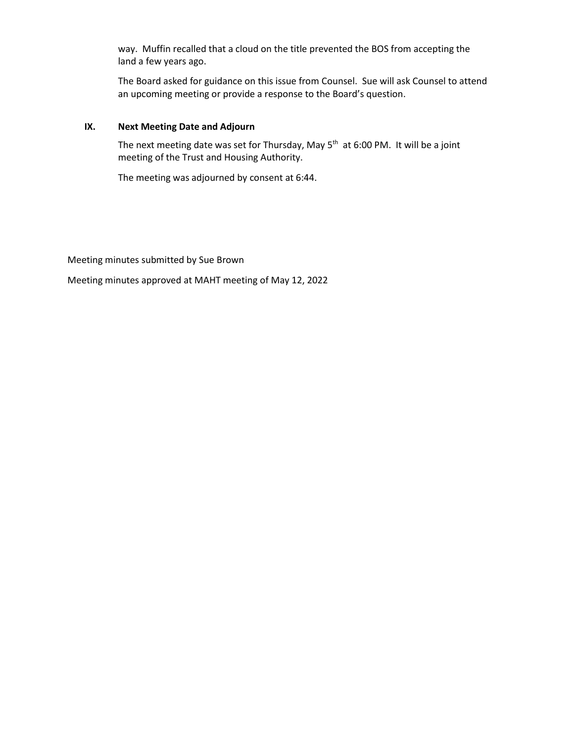way. Muffin recalled that a cloud on the title prevented the BOS from accepting the land a few years ago.

The Board asked for guidance on this issue from Counsel. Sue will ask Counsel to attend an upcoming meeting or provide a response to the Board's question.

## IX. Next Meeting Date and Adjourn

The next meeting date was set for Thursday, May 5th at 6:00 PM. It will be a joint meeting of the Trust and Housing Authority.

The meeting was adjourned by consent at 6:44.

Meeting minutes submitted by Sue Brown

Meeting minutes approved at MAHT meeting of May 12, 2022